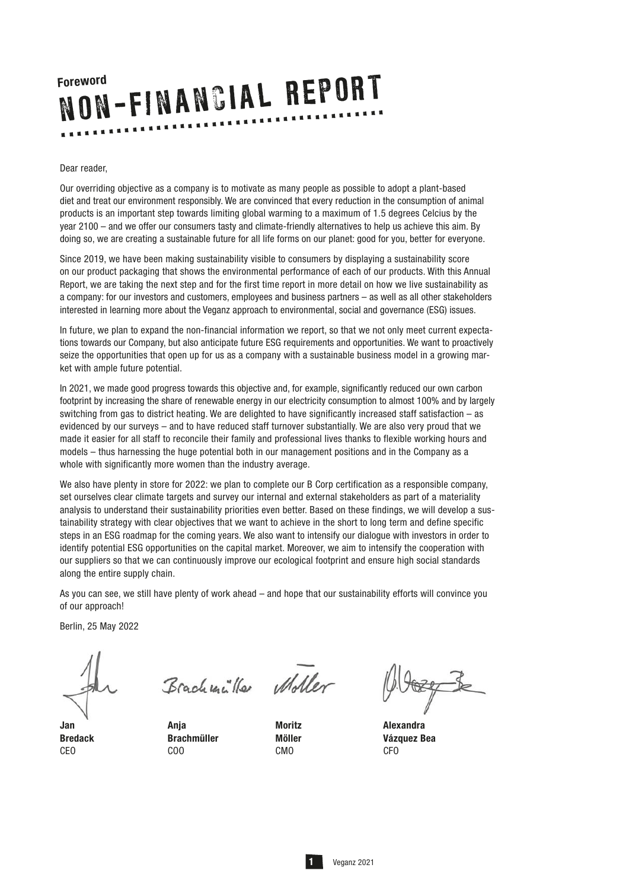Foreword

# NON-FINANCIAL REPORT

Dear reader,

Our overriding objective as a company is to motivate as many people as possible to adopt a plant-based diet and treat our environment responsibly. We are convinced that every reduction in the consumption of animal products is an important step towards limiting global warming to a maximum of 1.5 degrees Celcius by the year 2100 – and we offer our consumers tasty and climate-friendly alternatives to help us achieve this aim. By doing so, we are creating a sustainable future for all life forms on our planet: good for you, better for everyone.

Since 2019, we have been making sustainability visible to consumers by displaying a sustainability score on our product packaging that shows the environmental performance of each of our products. With this Annual Report, we are taking the next step and for the first time report in more detail on how we live sustainability as a company: for our investors and customers, employees and business partners – as well as all other stakeholders interested in learning more about the Veganz approach to environmental, social and governance (ESG) issues.

In future, we plan to expand the non-financial information we report, so that we not only meet current expectations towards our Company, but also anticipate future ESG requirements and opportunities. We want to proactively seize the opportunities that open up for us as a company with a sustainable business model in a growing market with ample future potential.

In 2021, we made good progress towards this objective and, for example, significantly reduced our own carbon footprint by increasing the share of renewable energy in our electricity consumption to almost 100% and by largely switching from gas to district heating. We are delighted to have significantly increased staff satisfaction – as evidenced by our surveys – and to have reduced staff turnover substantially. We are also very proud that we made it easier for all staff to reconcile their family and professional lives thanks to flexible working hours and models – thus harnessing the huge potential both in our management positions and in the Company as a whole with significantly more women than the industry average.

We also have plenty in store for 2022: we plan to complete our B Corp certification as a responsible company, set ourselves clear climate targets and survey our internal and external stakeholders as part of a materiality analysis to understand their sustainability priorities even better. Based on these findings, we will develop a sustainability strategy with clear objectives that we want to achieve in the short to long term and define specific steps in an ESG roadmap for the coming years. We also want to intensify our dialogue with investors in order to identify potential ESG opportunities on the capital market. Moreover, we aim to intensify the cooperation with our suppliers so that we can continuously improve our ecological footprint and ensure high social standards along the entire supply chain.

As you can see, we still have plenty of work ahead – and hope that our sustainability efforts will convince you of our approach!

Berlin, 25 May 2022

**Jan Bredack**
CEO

**Anja Brachmüller**
COO

**Moritz Möller**
CMO

**Alexandra Vázquez Bea**
CFO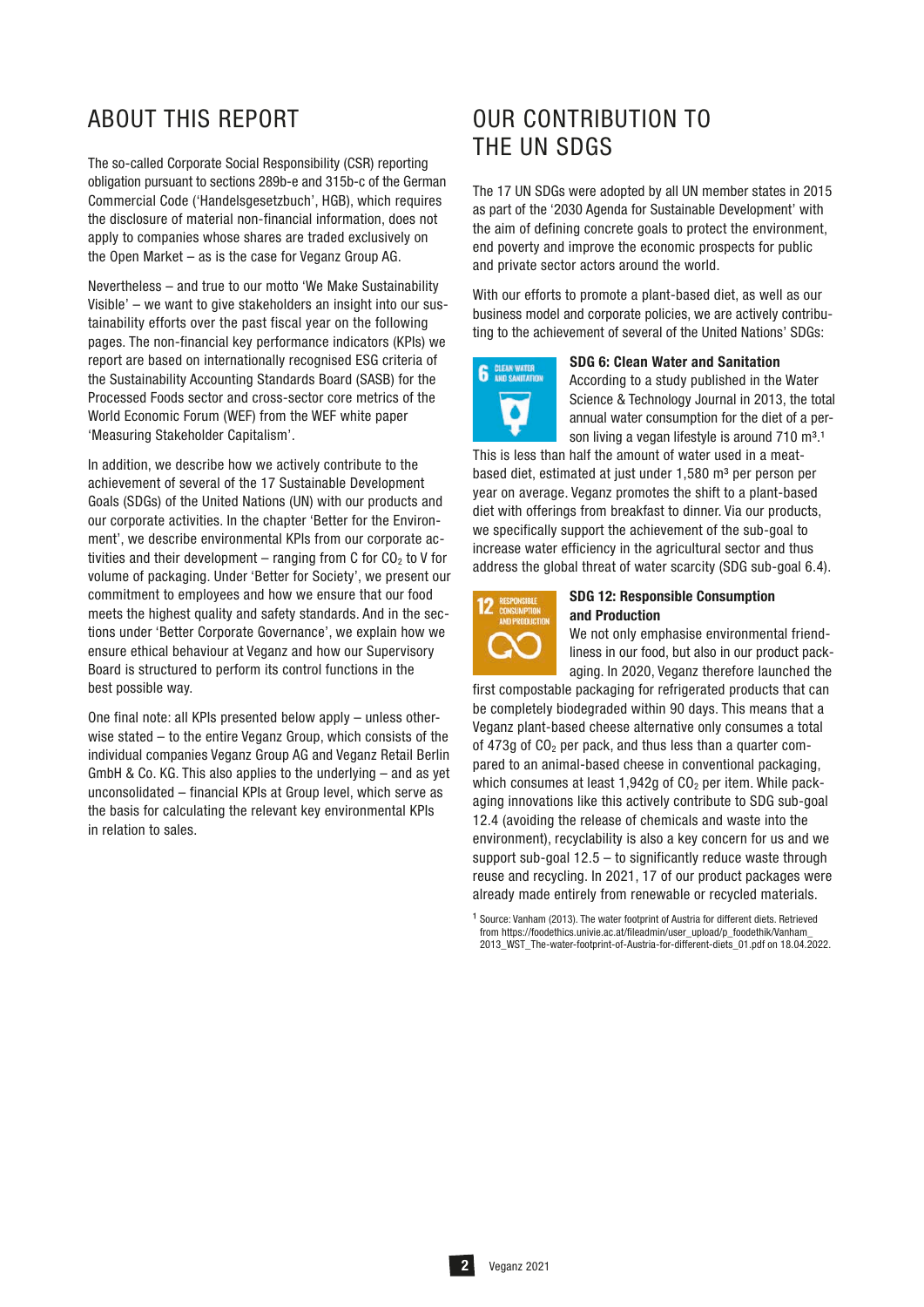## ABOUT THIS REPORT

The so-called Corporate Social Responsibility (CSR) reporting obligation pursuant to sections 289b-e and 315b-c of the German Commercial Code ('Handelsgesetzbuch', HGB), which requires the disclosure of material non-financial information, does not apply to companies whose shares are traded exclusively on the Open Market – as is the case for Veganz Group AG.

Nevertheless – and true to our motto 'We Make Sustainability Visible' – we want to give stakeholders an insight into our sustainability efforts over the past fiscal year on the following pages. The non-financial key performance indicators (KPIs) we report are based on internationally recognised ESG criteria of the Sustainability Accounting Standards Board (SASB) for the Processed Foods sector and cross-sector core metrics of the World Economic Forum (WEF) from the WEF white paper 'Measuring Stakeholder Capitalism'.

In addition, we describe how we actively contribute to the achievement of several of the 17 Sustainable Development Goals (SDGs) of the United Nations (UN) with our products and our corporate activities. In the chapter 'Better for the Environment', we describe environmental KPIs from our corporate activities and their development – ranging from C for $CO_2$ to V for volume of packaging. Under 'Better for Society', we present our commitment to employees and how we ensure that our food meets the highest quality and safety standards. And in the sections under 'Better Corporate Governance', we explain how we ensure ethical behaviour at Veganz and how our Supervisory Board is structured to perform its control functions in the best possible way.

One final note: all KPIs presented below apply – unless otherwise stated – to the entire Veganz Group, which consists of the individual companies Veganz Group AG and Veganz Retail Berlin GmbH & Co. KG. This also applies to the underlying – and as yet unconsolidated – financial KPIs at Group level, which serve as the basis for calculating the relevant key environmental KPIs in relation to sales.

## OUR CONTRIBUTION TO THE UN SDGS

The 17 UN SDGs were adopted by all UN member states in 2015 as part of the '2030 Agenda for Sustainable Development' with the aim of defining concrete goals to protect the environment, end poverty and improve the economic prospects for public and private sector actors around the world.

With our efforts to promote a plant-based diet, as well as our business model and corporate policies, we are actively contributing to the achievement of several of the United Nations' SDGs:

**SDG 6: Clean Water and Sanitation**

According to a study published in the Water Science & Technology Journal in 2013, the total annual water consumption for the diet of a person living a vegan lifestyle is around 710 $m^3$.[1] This is less than half the amount of water used in a meat-based diet, estimated at just under 1,580 $m^3$ per person per year on average. Veganz promotes the shift to a plant-based diet with offerings from breakfast to dinner. Via our products, we specifically support the achievement of the sub-goal to increase water efficiency in the agricultural sector and thus address the global threat of water scarcity (SDG sub-goal 6.4).

**SDG 12: Responsible Consumption and Production**

We not only emphasise environmental friendliness in our food, but also in our product packaging. In 2020, Veganz therefore launched the first compostable packaging for refrigerated products that can be completely biodegraded within 90 days. This means that a Veganz plant-based cheese alternative only consumes a total of 473g of $CO_2$ per pack, and thus less than a quarter compared to an animal-based cheese in conventional packaging, which consumes at least 1,942g of $CO_2$ per item. While packaging innovations like this actively contribute to SDG sub-goal 12.4 (avoiding the release of chemicals and waste into the environment), recyclability is also a key concern for us and we support sub-goal 12.5 – to significantly reduce waste through reuse and recycling. In 2021, 17 of our product packages were already made entirely from renewable or recycled materials.

[1] Source: Vanham (2013). The water footprint of Austria for different diets. Retrieved from https://foodethics.univie.ac.at/fileadmin/user_upload/p_foodethik/Vanham_2013_WST_The-water-footprint-of-Austria-for-different-diets_01.pdf on 18.04.2022.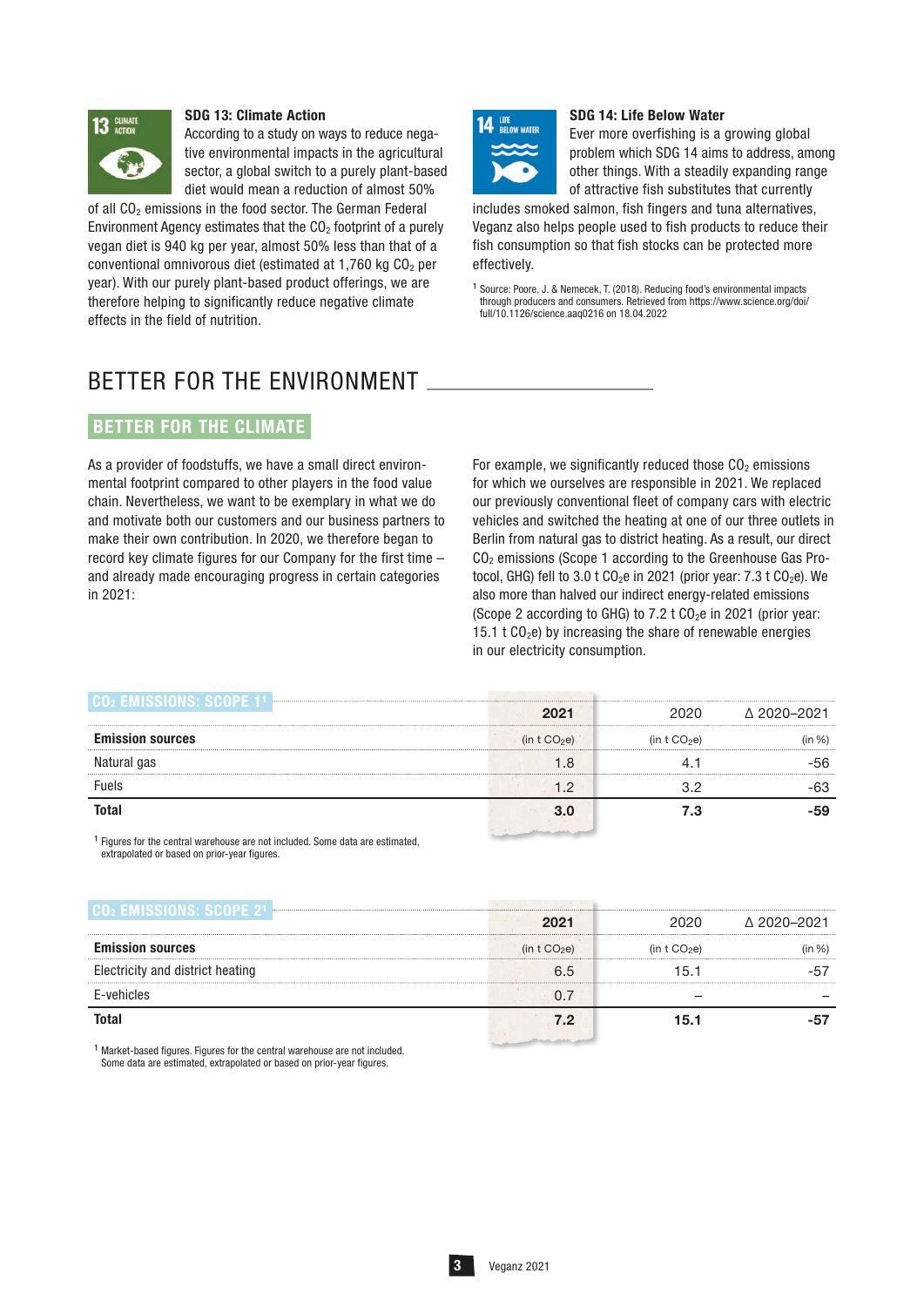### SDG 13: Climate Action

According to a study on ways to reduce negative environmental impacts in the agricultural sector, a global switch to a purely plant-based diet would mean a reduction of almost 50% of all $CO_2$ emissions in the food sector. The German Federal Environment Agency estimates that the $CO_2$ footprint of a purely vegan diet is 940 kg per year, almost 50% less than that of a conventional omnivorous diet (estimated at 1,760 kg $CO_2$ per year). With our purely plant-based product offerings, we are therefore helping to significantly reduce negative climate effects in the field of nutrition.

### SDG 14: Life Below Water

Ever more overfishing is a growing global problem which SDG 14 aims to address, among other things. With a steadily expanding range of attractive fish substitutes that currently includes smoked salmon, fish fingers and tuna alternatives, Veganz also helps people used to fish products to reduce their fish consumption so that fish stocks can be protected more effectively.

[1] Source: Poore, J. & Nemecek, T. (2018). Reducing food's environmental impacts through producers and consumers. Retrieved from https://www.science.org/doi/full/10.1126/science.aaq0216 on 18.04.2022

# BETTER FOR THE ENVIRONMENT

## BETTER FOR THE CLIMATE

As a provider of foodstuffs, we have a small direct environmental footprint compared to other players in the food value chain. Nevertheless, we want to be exemplary in what we do and motivate both our customers and our business partners to make their own contribution. In 2020, we therefore began to record key climate figures for our Company for the first time – and already made encouraging progress in certain categories in 2021:

For example, we significantly reduced those $CO_2$ emissions for which we ourselves are responsible in 2021. We replaced our previously conventional fleet of company cars with electric vehicles and switched the heating at one of our three outlets in Berlin from natural gas to district heating. As a result, our direct $CO_2$ emissions (Scope 1 according to the Greenhouse Gas Protocol, GHG) fell to 3.0 t $CO_2e$ in 2021 (prior year: 7.3 t $CO_2e$). We also more than halved our indirect energy-related emissions (Scope 2 according to GHG) to 7.2 t $CO_2e$ in 2021 (prior year: 15.1 t $CO_2e$) by increasing the share of renewable energies in our electricity consumption.

**$CO_2$ EMISSIONS: SCOPE 1[1]**

| | 2021 | 2020 | Δ 2020–2021 |
|---|---|---|---|
| **Emission sources** | (in t $CO_2e$) | (in t $CO_2e$) | (in %) |
| Natural gas | 1.8 | 4.1 | -56 |
| Fuels | 1.2 | 3.2 | -63 |
| **Total** | **3.0** | **7.3** | **-59** |

[1] Figures for the central warehouse are not included. Some data are estimated, extrapolated or based on prior-year figures.

**$CO_2$ EMISSIONS: SCOPE 2[1]**

| | 2021 | 2020 | Δ 2020–2021 |
|---|---|---|---|
| **Emission sources** | (in t $CO_2e$) | (in t $CO_2e$) | (in %) |
| Electricity and district heating | 6.5 | 15.1 | -57 |
| E-vehicles | 0.7 | – | – |
| **Total** | **7.2** | **15.1** | **-57** |

[1] Market-based figures. Figures for the central warehouse are not included. Some data are estimated, extrapolated or based on prior-year figures.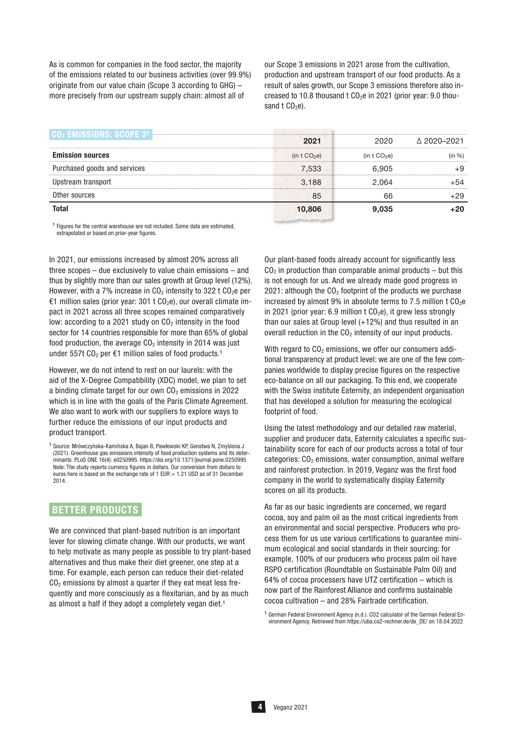As is common for companies in the food sector, the majority of the emissions related to our business activities (over 99.9%) originate from our value chain (Scope 3 according to GHG) – more precisely from our upstream supply chain: almost all of our Scope 3 emissions in 2021 arose from the cultivation, production and upstream transport of our food products. As a result of sales growth, our Scope 3 emissions therefore also increased to 10.8 thousand t $CO_2e$ in 2021 (prior year: 9.0 thousand t $CO_2e$).

## $CO_2$ EMISSIONS: SCOPE 3[1]

| | 2021 | 2020 | Δ 2020–2021 |
|---|---|---|---|
| **Emission sources** | (in t $CO_2e$) | (in t $CO_2e$) | (in %) |
| Purchased goods and services | 7,533 | 6,905 | +9 |
| Upstream transport | 3,188 | 2,064 | +54 |
| Other sources | 85 | 66 | +29 |
| **Total** | **10,806** | **9,035** | **+20** |

[1] Figures for the central warehouse are not included. Some data are estimated, extrapolated or based on prior-year figures.

In 2021, our emissions increased by almost 20% across all three scopes – due exclusively to value chain emissions – and thus by slightly more than our sales growth at Group level (12%). However, with a 7% increase in $CO_2$ intensity to 322 t $CO_2e$ per €1 million sales (prior year: 301 t $CO_2e$), our overall climate impact in 2021 across all three scopes remained comparatively low: according to a 2021 study on $CO_2$ intensity in the food sector for 14 countries responsible for more than 65% of global food production, the average $CO_2$ intensity in 2014 was just under 557t $CO_2$ per €1 million sales of food products.[1]

However, we do not intend to rest on our laurels: with the aid of the X-Degree Compatibility (XDC) model, we plan to set a binding climate target for our own $CO_2$ emissions in 2022 which is in line with the goals of the Paris Climate Agreement. We also want to work with our suppliers to explore ways to further reduce the emissions of our input products and product transport.

[1] Source: Mrówczyńska-Kamińska A, Bajan B, Pawłowski KP, Genstwa N, Zmyślona J (2021). Greenhouse gas emissions intensity of food production systems and its determinants. PLoS ONE 16(4): e0250995. https://doi.org/10.1371/journal.pone.0250995 Note: The study reports currency figures in dollars. Our conversion from dollars to euros here is based on the exchange rate of 1 EUR = 1.21 USD as of 31 December 2014.

## BETTER PRODUCTS

We are convinced that plant-based nutrition is an important lever for slowing climate change. With our products, we want to help motivate as many people as possible to try plant-based alternatives and thus make their diet greener, one step at a time. For example, each person can reduce their diet-related $CO_2$ emissions by almost a quarter if they eat meat less frequently and more consciously as a flexitarian, and by as much as almost a half if they adopt a completely vegan diet.[1]

Our plant-based foods already account for significantly less $CO_2$ in production than comparable animal products – but this is not enough for us. And we already made good progress in 2021: although the $CO_2$ footprint of the products we purchase increased by almost 9% in absolute terms to 7.5 million t $CO_2e$ in 2021 (prior year: 6.9 million t $CO_2e$), it grew less strongly than our sales at Group level (+12%) and thus resulted in an overall reduction in the $CO_2$ intensity of our input products.

With regard to $CO_2$ emissions, we offer our consumers additional transparency at product level: we are one of the few companies worldwide to display precise figures on the respective eco-balance on all our packaging. To this end, we cooperate with the Swiss institute Eaternity, an independent organisation that has developed a solution for measuring the ecological footprint of food.

Using the latest methodology and our detailed raw material, supplier and producer data, Eaternity calculates a specific sustainability score for each of our products across a total of four categories: $CO_2$ emissions, water consumption, animal welfare and rainforest protection. In 2019, Veganz was the first food company in the world to systematically display Eaternity scores on all its products.

As far as our basic ingredients are concerned, we regard cocoa, soy and palm oil as the most critical ingredients from an environmental and social perspective. Producers who process them for us use various certifications to guarantee minimum ecological and social standards in their sourcing: for example, 100% of our producers who process palm oil have RSPO certification (Roundtable on Sustainable Palm Oil) and 64% of cocoa processers have UTZ certification – which is now part of the Rainforest Alliance and confirms sustainable cocoa cultivation – and 28% Fairtrade certification.

[1] German Federal Environment Agency (n.d.). CO2 calculator of the German Federal Environment Agency. Retrieved from https://uba.co2-rechner.de/de_DE/ on 18.04.2022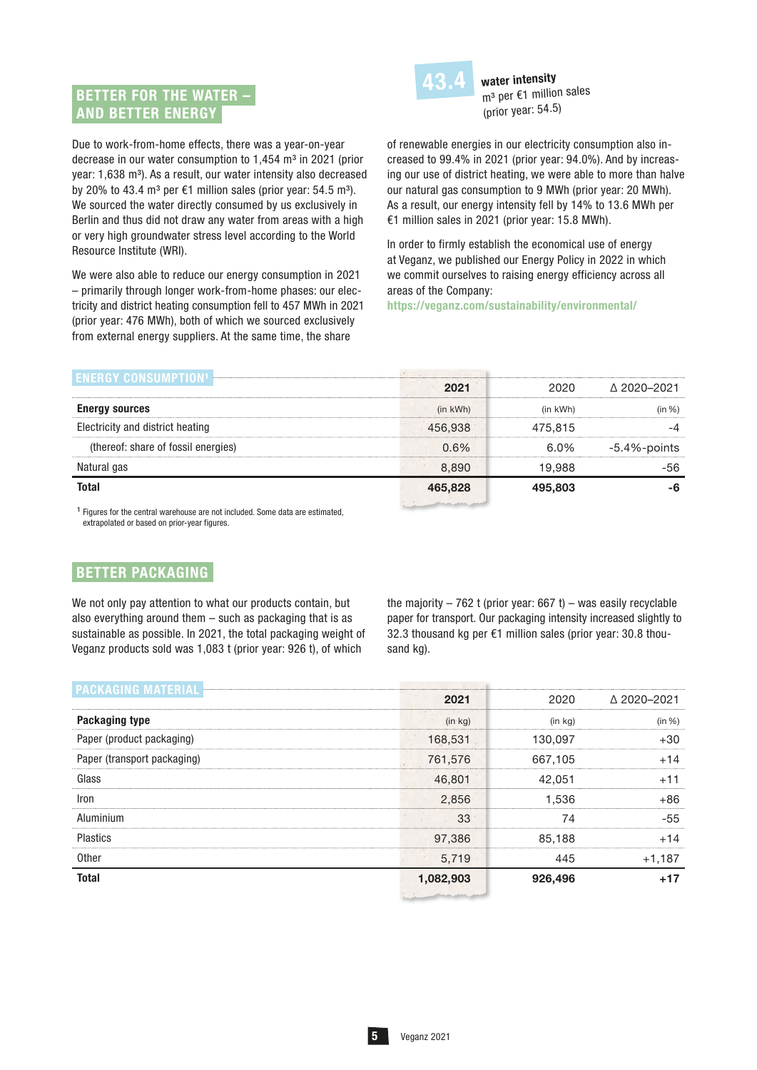## BETTER FOR THE WATER – AND BETTER ENERGY

**43.4** **water intensity**
m³ per €1 million sales
(prior year: 54.5)

Due to work-from-home effects, there was a year-on-year decrease in our water consumption to 1,454 m³ in 2021 (prior year: 1,638 m³). As a result, our water intensity also decreased by 20% to 43.4 m³ per €1 million sales (prior year: 54.5 m³). We sourced the water directly consumed by us exclusively in Berlin and thus did not draw any water from areas with a high or very high groundwater stress level according to the World Resource Institute (WRI).

We were also able to reduce our energy consumption in 2021 – primarily through longer work-from-home phases: our electricity and district heating consumption fell to 457 MWh in 2021 (prior year: 476 MWh), both of which we sourced exclusively from external energy suppliers. At the same time, the share of renewable energies in our electricity consumption also increased to 99.4% in 2021 (prior year: 94.0%). And by increasing our use of district heating, we were able to more than halve our natural gas consumption to 9 MWh (prior year: 20 MWh). As a result, our energy intensity fell by 14% to 13.6 MWh per €1 million sales in 2021 (prior year: 15.8 MWh).

In order to firmly establish the economical use of energy at Veganz, we published our Energy Policy in 2022 in which we commit ourselves to raising energy efficiency across all areas of the Company:
https://veganz.com/sustainability/environmental/

### ENERGY CONSUMPTION[1]

| | 2021 | 2020 | Δ 2020–2021 |
|---|---|---|---|
| **Energy sources** | (in kWh) | (in kWh) | (in %) |
| Electricity and district heating | 456,938 | 475,815 | -4 |
| (thereof: share of fossil energies) | 0.6% | 6.0% | -5.4%-points |
| Natural gas | 8,890 | 19,988 | -56 |
| **Total** | **465,828** | **495,803** | **-6** |

[1] Figures for the central warehouse are not included. Some data are estimated, extrapolated or based on prior-year figures.

## BETTER PACKAGING

We not only pay attention to what our products contain, but also everything around them – such as packaging that is as sustainable as possible. In 2021, the total packaging weight of Veganz products sold was 1,083 t (prior year: 926 t), of which the majority – 762 t (prior year: 667 t) – was easily recyclable paper for transport. Our packaging intensity increased slightly to 32.3 thousand kg per €1 million sales (prior year: 30.8 thousand kg).

### PACKAGING MATERIAL

| | 2021 | 2020 | Δ 2020–2021 |
|---|---|---|---|
| **Packaging type** | (in kg) | (in kg) | (in %) |
| Paper (product packaging) | 168,531 | 130,097 | +30 |
| Paper (transport packaging) | 761,576 | 667,105 | +14 |
| Glass | 46,801 | 42,051 | +11 |
| Iron | 2,856 | 1,536 | +86 |
| Aluminium | 33 | 74 | -55 |
| Plastics | 97,386 | 85,188 | +14 |
| Other | 5,719 | 445 | +1,187 |
| **Total** | **1,082,903** | **926,496** | **+17** |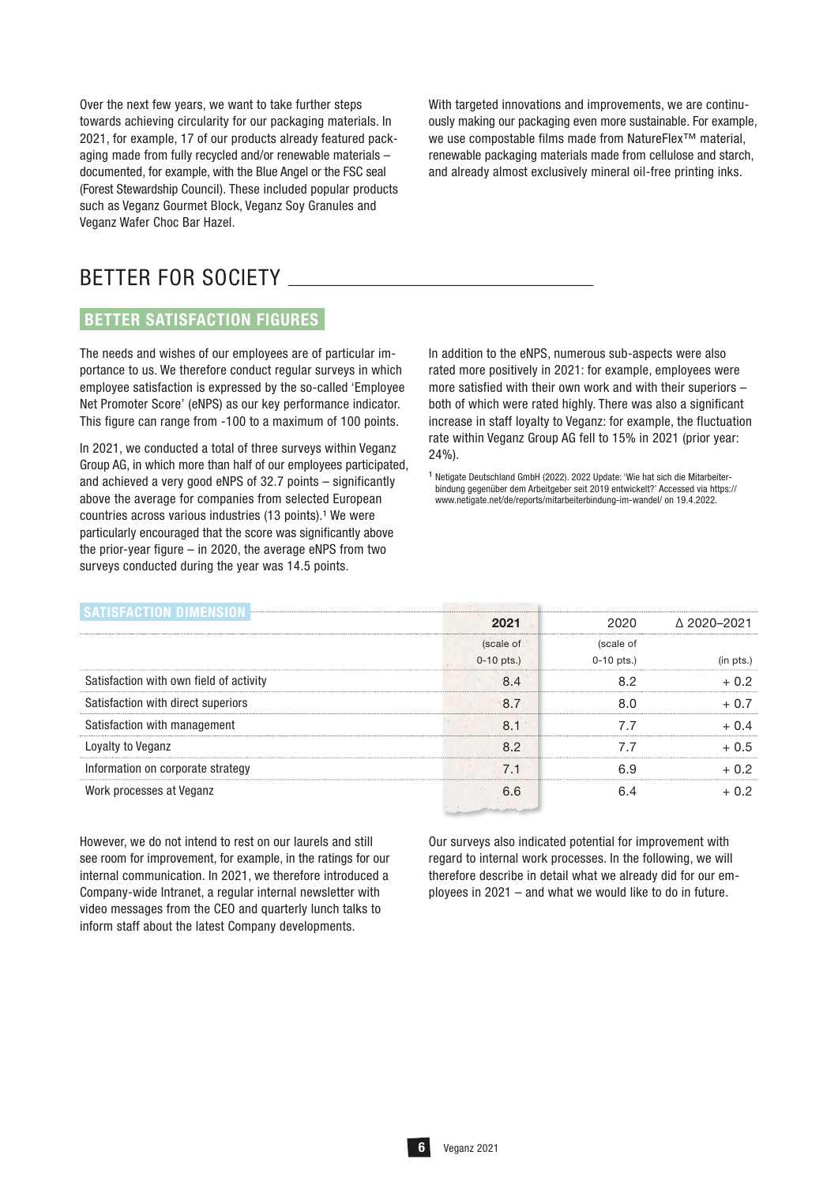Over the next few years, we want to take further steps towards achieving circularity for our packaging materials. In 2021, for example, 17 of our products already featured packaging made from fully recycled and/or renewable materials – documented, for example, with the Blue Angel or the FSC seal (Forest Stewardship Council). These included popular products such as Veganz Gourmet Block, Veganz Soy Granules and Veganz Wafer Choc Bar Hazel.

With targeted innovations and improvements, we are continuously making our packaging even more sustainable. For example, we use compostable films made from NatureFlex™ material, renewable packaging materials made from cellulose and starch, and already almost exclusively mineral oil-free printing inks.

# BETTER FOR SOCIETY

## BETTER SATISFACTION FIGURES

The needs and wishes of our employees are of particular importance to us. We therefore conduct regular surveys in which employee satisfaction is expressed by the so-called 'Employee Net Promoter Score' (eNPS) as our key performance indicator. This figure can range from -100 to a maximum of 100 points.

In 2021, we conducted a total of three surveys within Veganz Group AG, in which more than half of our employees participated, and achieved a very good eNPS of 32.7 points – significantly above the average for companies from selected European countries across various industries (13 points).[1] We were particularly encouraged that the score was significantly above the prior-year figure – in 2020, the average eNPS from two surveys conducted during the year was 14.5 points.

In addition to the eNPS, numerous sub-aspects were also rated more positively in 2021: for example, employees were more satisfied with their own work and with their superiors – both of which were rated highly. There was also a significant increase in staff loyalty to Veganz: for example, the fluctuation rate within Veganz Group AG fell to 15% in 2021 (prior year: 24%).

[1] Netigate Deutschland GmbH (2022). 2022 Update: 'Wie hat sich die Mitarbeiterbindung gegenüber dem Arbeitgeber seit 2019 entwickelt?' Accessed via https://www.netigate.net/de/reports/mitarbeiterbindung-im-wandel/ on 19.4.2022.

| SATISFACTION DIMENSION | **2021** (scale of 0-10 pts.) | 2020 (scale of 0-10 pts.) | Δ 2020–2021 (in pts.) |
|---|---|---|---|
| Satisfaction with own field of activity | 8.4 | 8.2 | + 0.2 |
| Satisfaction with direct superiors | 8.7 | 8.0 | + 0.7 |
| Satisfaction with management | 8.1 | 7.7 | + 0.4 |
| Loyalty to Veganz | 8.2 | 7.7 | + 0.5 |
| Information on corporate strategy | 7.1 | 6.9 | + 0.2 |
| Work processes at Veganz | 6.6 | 6.4 | + 0.2 |

However, we do not intend to rest on our laurels and still see room for improvement, for example, in the ratings for our internal communication. In 2021, we therefore introduced a Company-wide Intranet, a regular internal newsletter with video messages from the CEO and quarterly lunch talks to inform staff about the latest Company developments.

Our surveys also indicated potential for improvement with regard to internal work processes. In the following, we will therefore describe in detail what we already did for our employees in 2021 – and what we would like to do in future.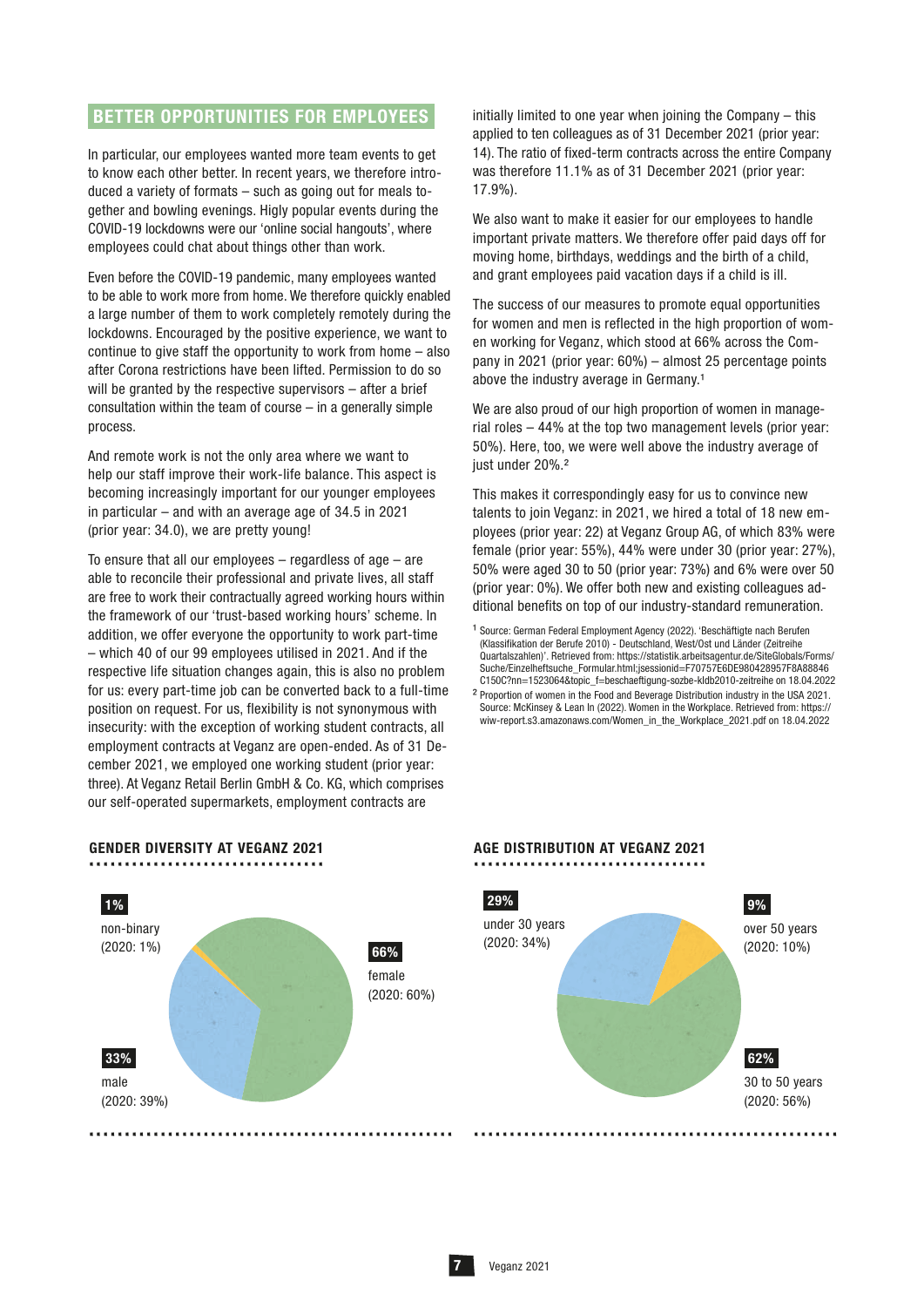## BETTER OPPORTUNITIES FOR EMPLOYEES

In particular, our employees wanted more team events to get to know each other better. In recent years, we therefore introduced a variety of formats – such as going out for meals together and bowling evenings. Higly popular events during the COVID-19 lockdowns were our 'online social hangouts', where employees could chat about things other than work.

Even before the COVID-19 pandemic, many employees wanted to be able to work more from home. We therefore quickly enabled a large number of them to work completely remotely during the lockdowns. Encouraged by the positive experience, we want to continue to give staff the opportunity to work from home – also after Corona restrictions have been lifted. Permission to do so will be granted by the respective supervisors – after a brief consultation within the team of course – in a generally simple process.

And remote work is not the only area where we want to help our staff improve their work-life balance. This aspect is becoming increasingly important for our younger employees in particular – and with an average age of 34.5 in 2021 (prior year: 34.0), we are pretty young!

To ensure that all our employees – regardless of age – are able to reconcile their professional and private lives, all staff are free to work their contractually agreed working hours within the framework of our 'trust-based working hours' scheme. In addition, we offer everyone the opportunity to work part-time – which 40 of our 99 employees utilised in 2021. And if the respective life situation changes again, this is also no problem for us: every part-time job can be converted back to a full-time position on request. For us, flexibility is not synonymous with insecurity: with the exception of working student contracts, all employment contracts at Veganz are open-ended. As of 31 December 2021, we employed one working student (prior year: three). At Veganz Retail Berlin GmbH & Co. KG, which comprises our self-operated supermarkets, employment contracts are initially limited to one year when joining the Company – this applied to ten colleagues as of 31 December 2021 (prior year: 14). The ratio of fixed-term contracts across the entire Company was therefore 11.1% as of 31 December 2021 (prior year: 17.9%).

We also want to make it easier for our employees to handle important private matters. We therefore offer paid days off for moving home, birthdays, weddings and the birth of a child, and grant employees paid vacation days if a child is ill.

The success of our measures to promote equal opportunities for women and men is reflected in the high proportion of women working for Veganz, which stood at 66% across the Company in 2021 (prior year: 60%) – almost 25 percentage points above the industry average in Germany.[1]

We are also proud of our high proportion of women in managerial roles – 44% at the top two management levels (prior year: 50%). Here, too, we were well above the industry average of just under 20%.[2]

This makes it correspondingly easy for us to convince new talents to join Veganz: in 2021, we hired a total of 18 new employees (prior year: 22) at Veganz Group AG, of which 83% were female (prior year: 55%), 44% were under 30 (prior year: 27%), 50% were aged 30 to 50 (prior year: 73%) and 6% were over 50 (prior year: 0%). We offer both new and existing colleagues additional benefits on top of our industry-standard remuneration.

[1] Source: German Federal Employment Agency (2022). 'Beschäftigte nach Berufen (Klassifikation der Berufe 2010) - Deutschland, West/Ost und Länder (Zeitreihe Quartalszahlen)'. Retrieved from: https://statistik.arbeitsagentur.de/SiteGlobals/Forms/Suche/Einzelheftsuche_Formular.html;jsessionid=F70757E6DE980428957F8A88846C150C?nn=1523064&topic_f=beschaeftigung-sozbe-kldb2010-zeitreihe on 18.04.2022

[2] Proportion of women in the Food and Beverage Distribution industry in the USA 2021. Source: McKinsey & Lean In (2022). Women in the Workplace. Retrieved from: https://wiw-report.s3.amazonaws.com/Women_in_the_Workplace_2021.pdf on 18.04.2022

### GENDER DIVERSITY AT VEGANZ 2021

- **1%** non-binary (2020: 1%)
- **66%** female (2020: 60%)
- **33%** male (2020: 39%)

### AGE DISTRIBUTION AT VEGANZ 2021

- **29%** under 30 years (2020: 34%)
- **9%** over 50 years (2020: 10%)
- **62%** 30 to 50 years (2020: 56%)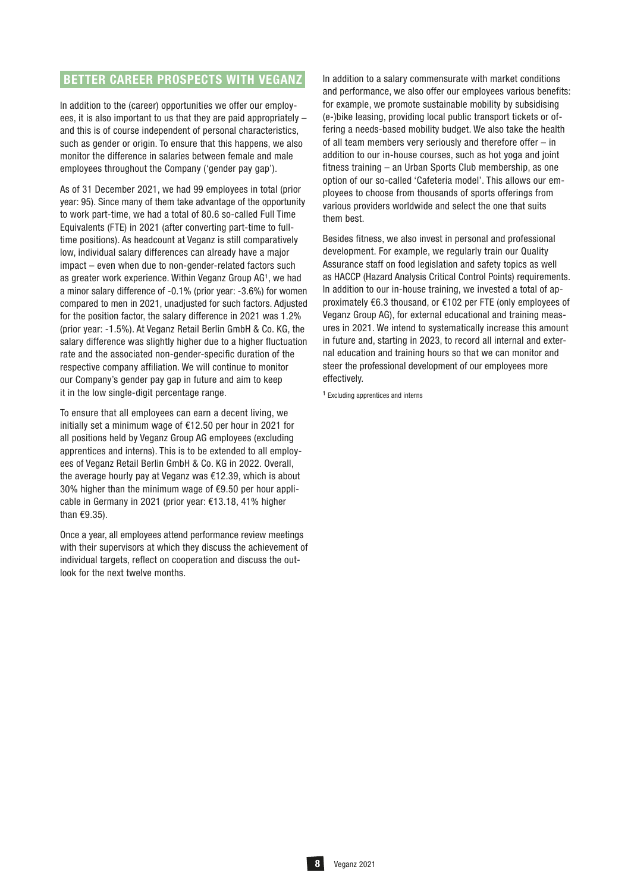## BETTER CAREER PROSPECTS WITH VEGANZ

In addition to the (career) opportunities we offer our employees, it is also important to us that they are paid appropriately – and this is of course independent of personal characteristics, such as gender or origin. To ensure that this happens, we also monitor the difference in salaries between female and male employees throughout the Company ('gender pay gap').

As of 31 December 2021, we had 99 employees in total (prior year: 95). Since many of them take advantage of the opportunity to work part-time, we had a total of 80.6 so-called Full Time Equivalents (FTE) in 2021 (after converting part-time to full-time positions). As headcount at Veganz is still comparatively low, individual salary differences can already have a major impact – even when due to non-gender-related factors such as greater work experience. Within Veganz Group AG[1], we had a minor salary difference of -0.1% (prior year: -3.6%) for women compared to men in 2021, unadjusted for such factors. Adjusted for the position factor, the salary difference in 2021 was 1.2% (prior year: -1.5%). At Veganz Retail Berlin GmbH & Co. KG, the salary difference was slightly higher due to a higher fluctuation rate and the associated non-gender-specific duration of the respective company affiliation. We will continue to monitor our Company's gender pay gap in future and aim to keep it in the low single-digit percentage range.

To ensure that all employees can earn a decent living, we initially set a minimum wage of €12.50 per hour in 2021 for all positions held by Veganz Group AG employees (excluding apprentices and interns). This is to be extended to all employees of Veganz Retail Berlin GmbH & Co. KG in 2022. Overall, the average hourly pay at Veganz was €12.39, which is about 30% higher than the minimum wage of €9.50 per hour applicable in Germany in 2021 (prior year: €13.18, 41% higher than €9.35).

Once a year, all employees attend performance review meetings with their supervisors at which they discuss the achievement of individual targets, reflect on cooperation and discuss the outlook for the next twelve months.

In addition to a salary commensurate with market conditions and performance, we also offer our employees various benefits: for example, we promote sustainable mobility by subsidising (e-)bike leasing, providing local public transport tickets or offering a needs-based mobility budget. We also take the health of all team members very seriously and therefore offer – in addition to our in-house courses, such as hot yoga and joint fitness training – an Urban Sports Club membership, as one option of our so-called 'Cafeteria model'. This allows our employees to choose from thousands of sports offerings from various providers worldwide and select the one that suits them best.

Besides fitness, we also invest in personal and professional development. For example, we regularly train our Quality Assurance staff on food legislation and safety topics as well as HACCP (Hazard Analysis Critical Control Points) requirements. In addition to our in-house training, we invested a total of approximately €6.3 thousand, or €102 per FTE (only employees of Veganz Group AG), for external educational and training measures in 2021. We intend to systematically increase this amount in future and, starting in 2023, to record all internal and external education and training hours so that we can monitor and steer the professional development of our employees more effectively.

[1] Excluding apprentices and interns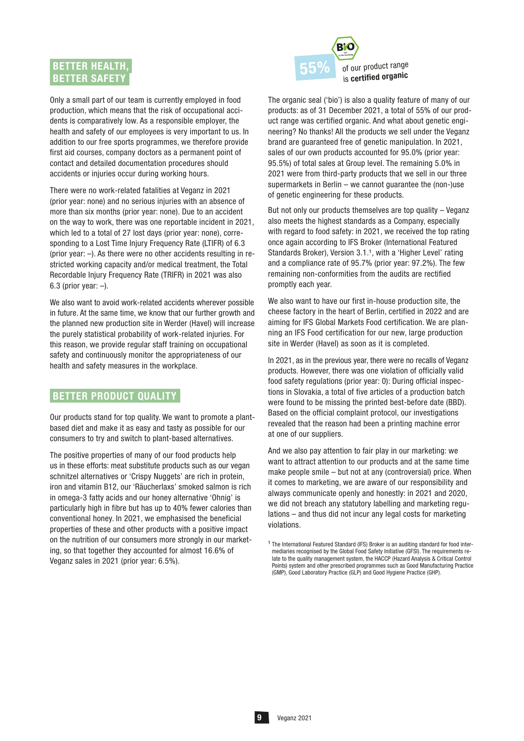## BETTER HEALTH, BETTER SAFETY

Only a small part of our team is currently employed in food production, which means that the risk of occupational accidents is comparatively low. As a responsible employer, the health and safety of our employees is very important to us. In addition to our free sports programmes, we therefore provide first aid courses, company doctors as a permanent point of contact and detailed documentation procedures should accidents or injuries occur during working hours.

There were no work-related fatalities at Veganz in 2021 (prior year: none) and no serious injuries with an absence of more than six months (prior year: none). Due to an accident on the way to work, there was one reportable incident in 2021, which led to a total of 27 lost days (prior year: none), corresponding to a Lost Time Injury Frequency Rate (LTIFR) of 6.3 (prior year: –). As there were no other accidents resulting in restricted working capacity and/or medical treatment, the Total Recordable Injury Frequency Rate (TRIFR) in 2021 was also 6.3 (prior year: –).

We also want to avoid work-related accidents wherever possible in future. At the same time, we know that our further growth and the planned new production site in Werder (Havel) will increase the purely statistical probability of work-related injuries. For this reason, we provide regular staff training on occupational safety and continuously monitor the appropriateness of our health and safety measures in the workplace.

## BETTER PRODUCT QUALITY

Our products stand for top quality. We want to promote a plant-based diet and make it as easy and tasty as possible for our consumers to try and switch to plant-based alternatives.

The positive properties of many of our food products help us in these efforts: meat substitute products such as our vegan schnitzel alternatives or 'Crispy Nuggets' are rich in protein, iron and vitamin B12, our 'Räucherlaxs' smoked salmon is rich in omega-3 fatty acids and our honey alternative 'Ohnig' is particularly high in fibre but has up to 40% fewer calories than conventional honey. In 2021, we emphasised the beneficial properties of these and other products with a positive impact on the nutrition of our consumers more strongly in our marketing, so that together they accounted for almost 16.6% of Veganz sales in 2021 (prior year: 6.5%).

**55%** of our product range is **certified organic**

The organic seal ('bio') is also a quality feature of many of our products: as of 31 December 2021, a total of 55% of our product range was certified organic. And what about genetic engineering? No thanks! All the products we sell under the Veganz brand are guaranteed free of genetic manipulation. In 2021, sales of our own products accounted for 95.0% (prior year: 95.5%) of total sales at Group level. The remaining 5.0% in 2021 were from third-party products that we sell in our three supermarkets in Berlin – we cannot guarantee the (non-)use of genetic engineering for these products.

But not only our products themselves are top quality – Veganz also meets the highest standards as a Company, especially with regard to food safety: in 2021, we received the top rating once again according to IFS Broker (International Featured Standards Broker), Version 3.1.[1], with a 'Higher Level' rating and a compliance rate of 95.7% (prior year: 97.2%). The few remaining non-conformities from the audits are rectified promptly each year.

We also want to have our first in-house production site, the cheese factory in the heart of Berlin, certified in 2022 and are aiming for IFS Global Markets Food certification. We are planning an IFS Food certification for our new, large production site in Werder (Havel) as soon as it is completed.

In 2021, as in the previous year, there were no recalls of Veganz products. However, there was one violation of officially valid food safety regulations (prior year: 0): During official inspections in Slovakia, a total of five articles of a production batch were found to be missing the printed best-before date (BBD). Based on the official complaint protocol, our investigations revealed that the reason had been a printing machine error at one of our suppliers.

And we also pay attention to fair play in our marketing: we want to attract attention to our products and at the same time make people smile – but not at any (controversial) price. When it comes to marketing, we are aware of our responsibility and always communicate openly and honestly: in 2021 and 2020, we did not breach any statutory labelling and marketing regulations – and thus did not incur any legal costs for marketing violations.

[1] The International Featured Standard (IFS) Broker is an auditing standard for food intermediaries recognised by the Global Food Safety Initiative (GFSI). The requirements relate to the quality management system, the HACCP (Hazard Analysis & Critical Control Points) system and other prescribed programmes such as Good Manufacturing Practice (GMP), Good Laboratory Practice (GLP) and Good Hygiene Practice (GHP).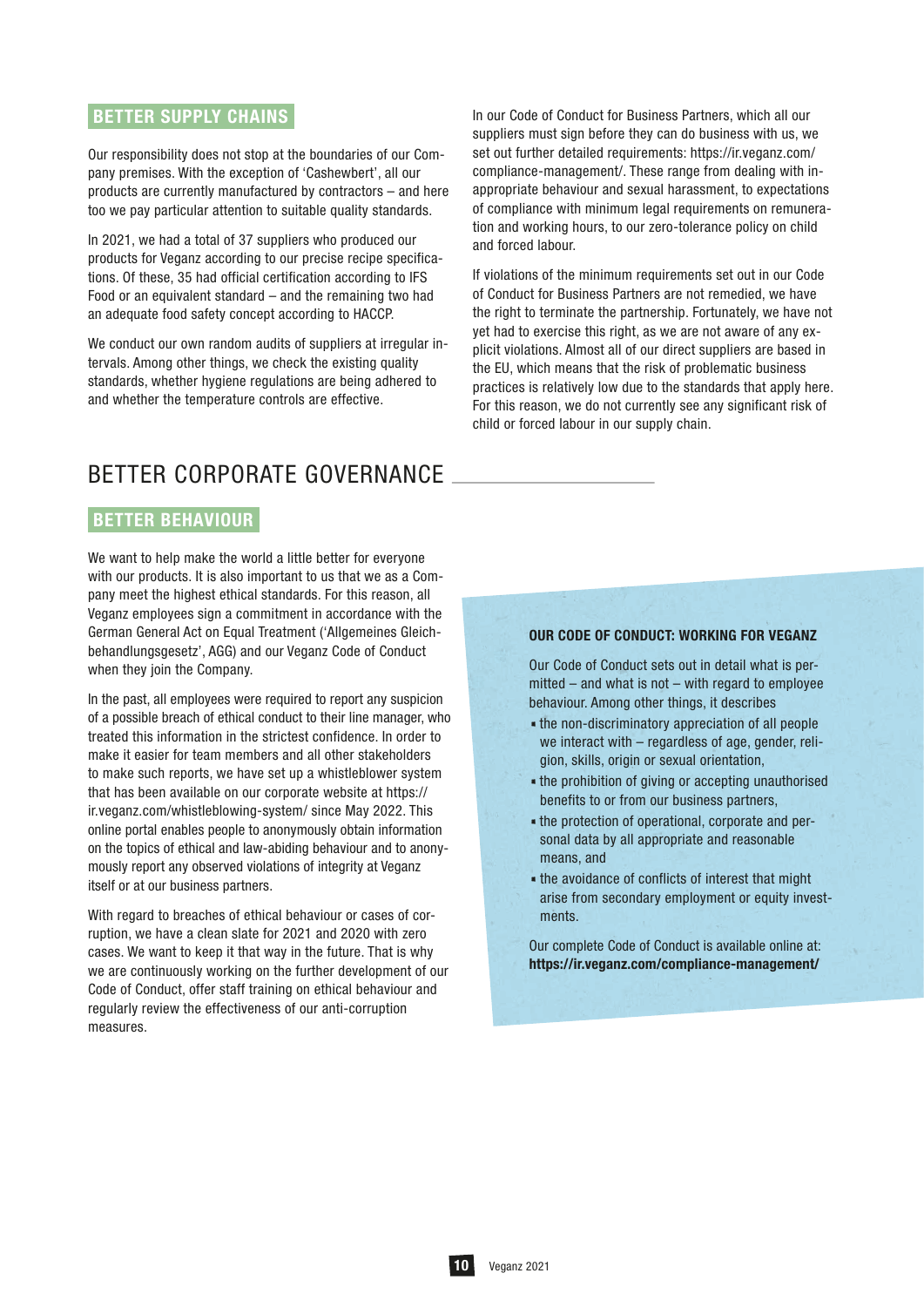## BETTER SUPPLY CHAINS

Our responsibility does not stop at the boundaries of our Company premises. With the exception of 'Cashewbert', all our products are currently manufactured by contractors – and here too we pay particular attention to suitable quality standards.

In 2021, we had a total of 37 suppliers who produced our products for Veganz according to our precise recipe specifications. Of these, 35 had official certification according to IFS Food or an equivalent standard – and the remaining two had an adequate food safety concept according to HACCP.

We conduct our own random audits of suppliers at irregular intervals. Among other things, we check the existing quality standards, whether hygiene regulations are being adhered to and whether the temperature controls are effective.

In our Code of Conduct for Business Partners, which all our suppliers must sign before they can do business with us, we set out further detailed requirements: https://ir.veganz.com/compliance-management/. These range from dealing with inappropriate behaviour and sexual harassment, to expectations of compliance with minimum legal requirements on remuneration and working hours, to our zero-tolerance policy on child and forced labour.

If violations of the minimum requirements set out in our Code of Conduct for Business Partners are not remedied, we have the right to terminate the partnership. Fortunately, we have not yet had to exercise this right, as we are not aware of any explicit violations. Almost all of our direct suppliers are based in the EU, which means that the risk of problematic business practices is relatively low due to the standards that apply here. For this reason, we do not currently see any significant risk of child or forced labour in our supply chain.

# BETTER CORPORATE GOVERNANCE

## BETTER BEHAVIOUR

We want to help make the world a little better for everyone with our products. It is also important to us that we as a Company meet the highest ethical standards. For this reason, all Veganz employees sign a commitment in accordance with the German General Act on Equal Treatment ('Allgemeines Gleichbehandlungsgesetz', AGG) and our Veganz Code of Conduct when they join the Company.

In the past, all employees were required to report any suspicion of a possible breach of ethical conduct to their line manager, who treated this information in the strictest confidence. In order to make it easier for team members and all other stakeholders to make such reports, we have set up a whistleblower system that has been available on our corporate website at https://ir.veganz.com/whistleblowing-system/ since May 2022. This online portal enables people to anonymously obtain information on the topics of ethical and law-abiding behaviour and to anonymously report any observed violations of integrity at Veganz itself or at our business partners.

With regard to breaches of ethical behaviour or cases of corruption, we have a clean slate for 2021 and 2020 with zero cases. We want to keep it that way in the future. That is why we are continuously working on the further development of our Code of Conduct, offer staff training on ethical behaviour and regularly review the effectiveness of our anti-corruption measures.

### OUR CODE OF CONDUCT: WORKING FOR VEGANZ

Our Code of Conduct sets out in detail what is permitted – and what is not – with regard to employee behaviour. Among other things, it describes

- the non-discriminatory appreciation of all people we interact with – regardless of age, gender, religion, skills, origin or sexual orientation,
- the prohibition of giving or accepting unauthorised benefits to or from our business partners,
- the protection of operational, corporate and personal data by all appropriate and reasonable means, and
- the avoidance of conflicts of interest that might arise from secondary employment or equity investments.

Our complete Code of Conduct is available online at: **https://ir.veganz.com/compliance-management/**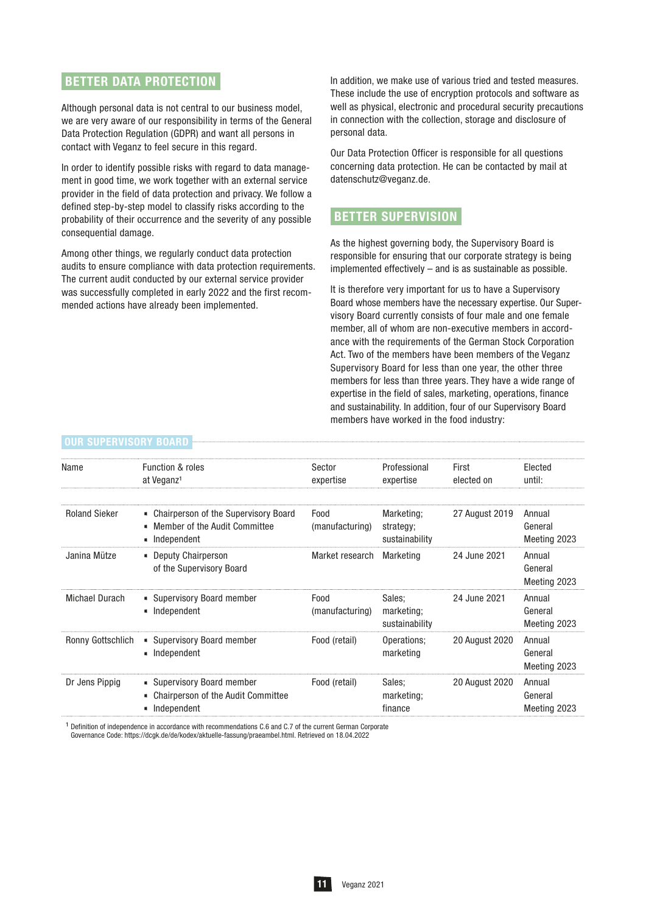## BETTER DATA PROTECTION

Although personal data is not central to our business model, we are very aware of our responsibility in terms of the General Data Protection Regulation (GDPR) and want all persons in contact with Veganz to feel secure in this regard.

In order to identify possible risks with regard to data management in good time, we work together with an external service provider in the field of data protection and privacy. We follow a defined step-by-step model to classify risks according to the probability of their occurrence and the severity of any possible consequential damage.

Among other things, we regularly conduct data protection audits to ensure compliance with data protection requirements. The current audit conducted by our external service provider was successfully completed in early 2022 and the first recommended actions have already been implemented.

In addition, we make use of various tried and tested measures. These include the use of encryption protocols and software as well as physical, electronic and procedural security precautions in connection with the collection, storage and disclosure of personal data.

Our Data Protection Officer is responsible for all questions concerning data protection. He can be contacted by mail at datenschutz@veganz.de.

## BETTER SUPERVISION

As the highest governing body, the Supervisory Board is responsible for ensuring that our corporate strategy is being implemented effectively – and is as sustainable as possible.

It is therefore very important for us to have a Supervisory Board whose members have the necessary expertise. Our Supervisory Board currently consists of four male and one female member, all of whom are non-executive members in accordance with the requirements of the German Stock Corporation Act. Two of the members have been members of the Veganz Supervisory Board for less than one year, the other three members for less than three years. They have a wide range of expertise in the field of sales, marketing, operations, finance and sustainability. In addition, four of our Supervisory Board members have worked in the food industry:

### OUR SUPERVISORY BOARD

| Name | Function & roles at Veganz[1] | Sector expertise | Professional expertise | First elected on | Elected until: |
|---|---|---|---|---|---|
| Roland Sieker | ▪ Chairperson of the Supervisory Board<br>▪ Member of the Audit Committee<br>▪ Independent | Food (manufacturing) | Marketing; strategy; sustainability | 27 August 2019 | Annual General Meeting 2023 |
| Janina Mütze | ▪ Deputy Chairperson of the Supervisory Board | Market research | Marketing | 24 June 2021 | Annual General Meeting 2023 |
| Michael Durach | ▪ Supervisory Board member<br>▪ Independent | Food (manufacturing) | Sales; marketing; sustainability | 24 June 2021 | Annual General Meeting 2023 |
| Ronny Gottschlich | ▪ Supervisory Board member<br>▪ Independent | Food (retail) | Operations; marketing | 20 August 2020 | Annual General Meeting 2023 |
| Dr Jens Pippig | ▪ Supervisory Board member<br>▪ Chairperson of the Audit Committee<br>▪ Independent | Food (retail) | Sales; marketing; finance | 20 August 2020 | Annual General Meeting 2023 |

[1] Definition of independence in accordance with recommendations C.6 and C.7 of the current German Corporate Governance Code: https://dcgk.de/de/kodex/aktuelle-fassung/praeambel.html. Retrieved on 18.04.2022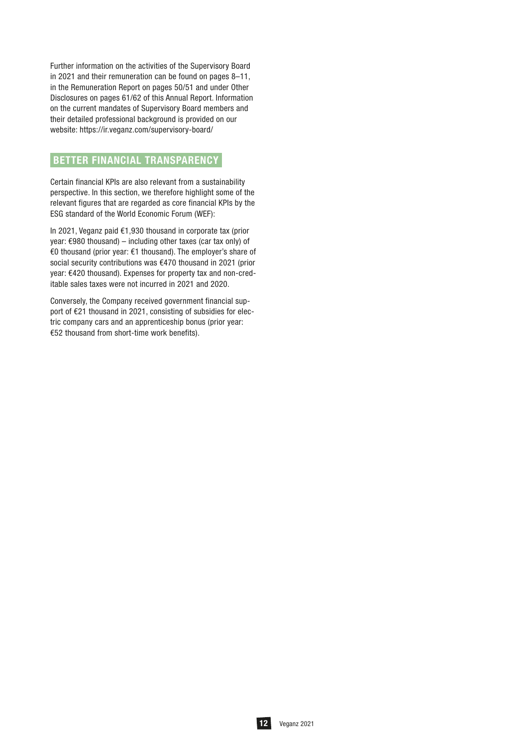Further information on the activities of the Supervisory Board in 2021 and their remuneration can be found on pages 8–11, in the Remuneration Report on pages 50/51 and under Other Disclosures on pages 61/62 of this Annual Report. Information on the current mandates of Supervisory Board members and their detailed professional background is provided on our website: https://ir.veganz.com/supervisory-board/

## BETTER FINANCIAL TRANSPARENCY

Certain financial KPIs are also relevant from a sustainability perspective. In this section, we therefore highlight some of the relevant figures that are regarded as core financial KPIs by the ESG standard of the World Economic Forum (WEF):

In 2021, Veganz paid €1,930 thousand in corporate tax (prior year: €980 thousand) – including other taxes (car tax only) of €0 thousand (prior year: €1 thousand). The employer's share of social security contributions was €470 thousand in 2021 (prior year: €420 thousand). Expenses for property tax and non-creditable sales taxes were not incurred in 2021 and 2020.

Conversely, the Company received government financial support of €21 thousand in 2021, consisting of subsidies for electric company cars and an apprenticeship bonus (prior year: €52 thousand from short-time work benefits).